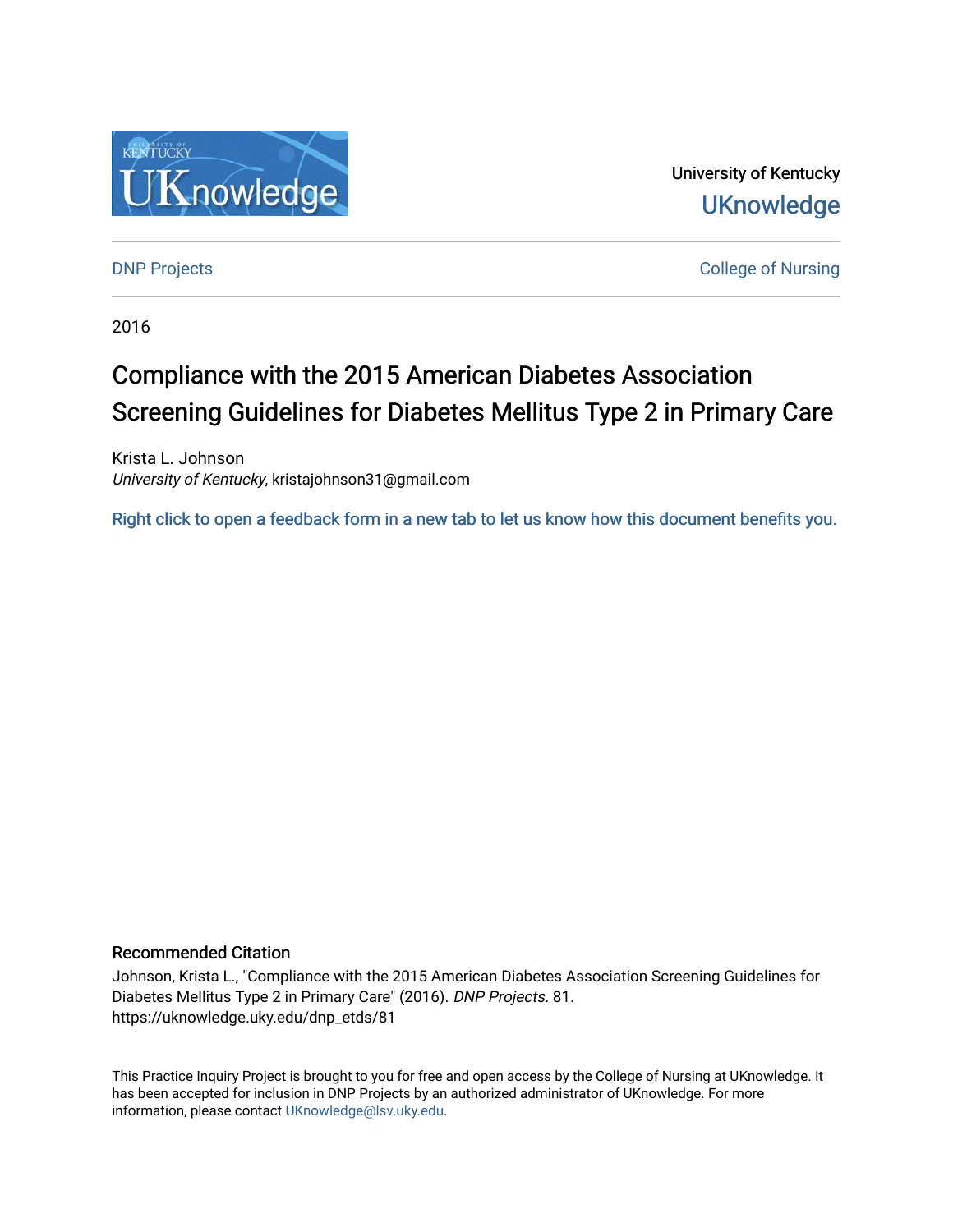University of Kentucky

UKnowledge

DNP Projects

College of Nursing

2016

# Compliance with the 2015 American Diabetes Association Screening Guidelines for Diabetes Mellitus Type 2 in Primary Care

Krista L. Johnson
*University of Kentucky*, kristajohnson31@gmail.com

Right click to open a feedback form in a new tab to let us know how this document benefits you.

## Recommended Citation

Johnson, Krista L., "Compliance with the 2015 American Diabetes Association Screening Guidelines for Diabetes Mellitus Type 2 in Primary Care" (2016). *DNP Projects*. 81.
https://uknowledge.uky.edu/dnp_etds/81

This Practice Inquiry Project is brought to you for free and open access by the College of Nursing at UKnowledge. It has been accepted for inclusion in DNP Projects by an authorized administrator of UKnowledge. For more information, please contact UKnowledge@lsv.uky.edu.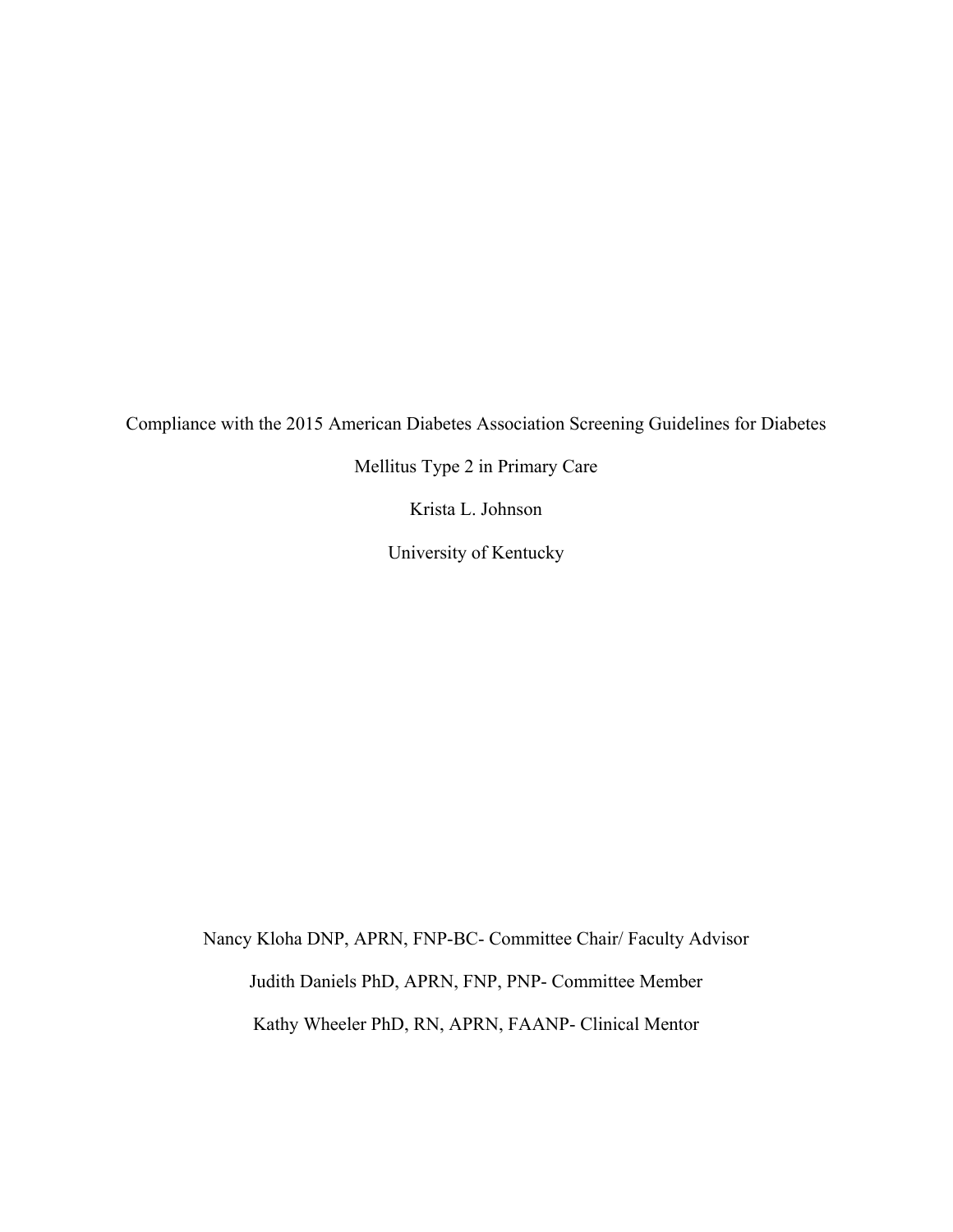# Compliance with the 2015 American Diabetes Association Screening Guidelines for Diabetes Mellitus Type 2 in Primary Care

Krista L. Johnson

University of Kentucky

Nancy Kloha DNP, APRN, FNP-BC- Committee Chair/ Faculty Advisor

Judith Daniels PhD, APRN, FNP, PNP- Committee Member

Kathy Wheeler PhD, RN, APRN, FAANP- Clinical Mentor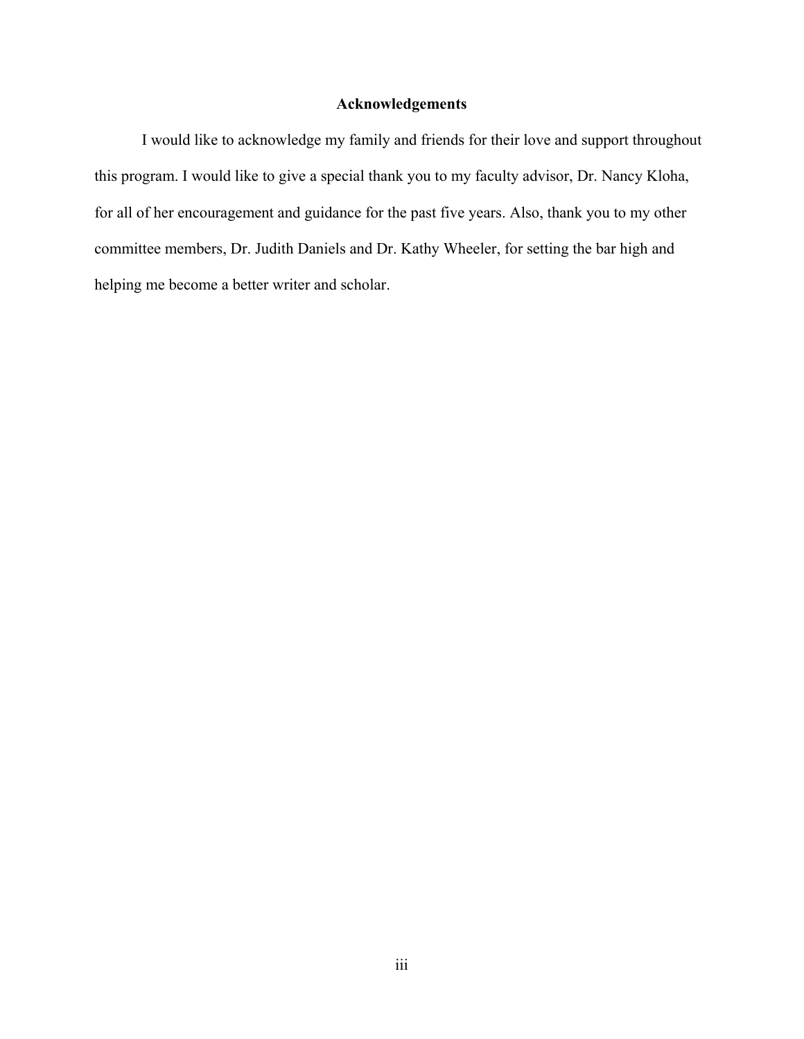# Acknowledgements

I would like to acknowledge my family and friends for their love and support throughout this program. I would like to give a special thank you to my faculty advisor, Dr. Nancy Kloha, for all of her encouragement and guidance for the past five years. Also, thank you to my other committee members, Dr. Judith Daniels and Dr. Kathy Wheeler, for setting the bar high and helping me become a better writer and scholar.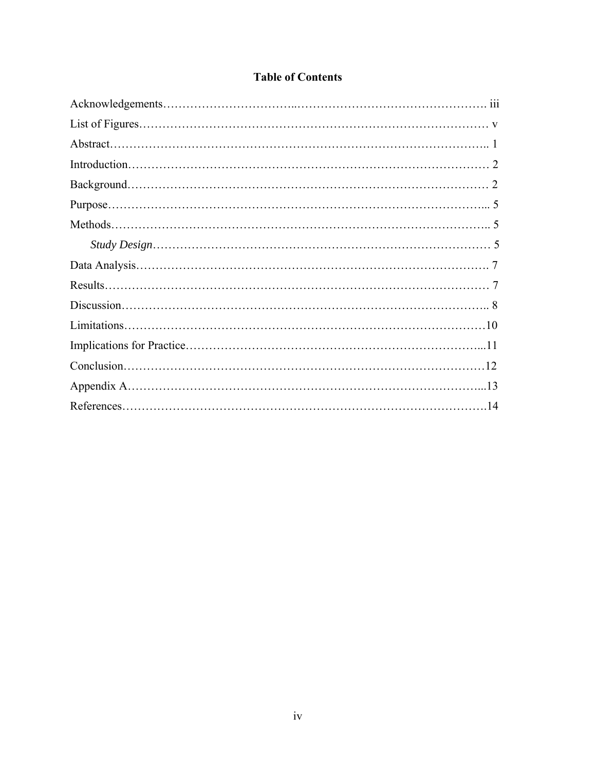## Table of Contents

Acknowledgements……………………………..…………………………………………. iii

List of Figures……………………………………………………………………………… v

Abstract……………………………………………………………………………….. 1

Introduction……………………………………………………………………………… 2

Background……………………………………………………………………………… 2

Purpose………………………………………………………………………………... 5

Methods……………………………………………………………………………….. 5

*Study Design*………………………………………………………………………… 5

Data Analysis……………………………………………………………………………. 7

Results…………………………………………………………………………………… 7

Discussion……………………………………………………………………………….. 8

Limitations………………………………………………………………………………10

Implications for Practice………………………………………………………………...11

Conclusion………………………………………………………………………………12

Appendix A……………………………………………………………………………...13

References……………………………………………………………………………….14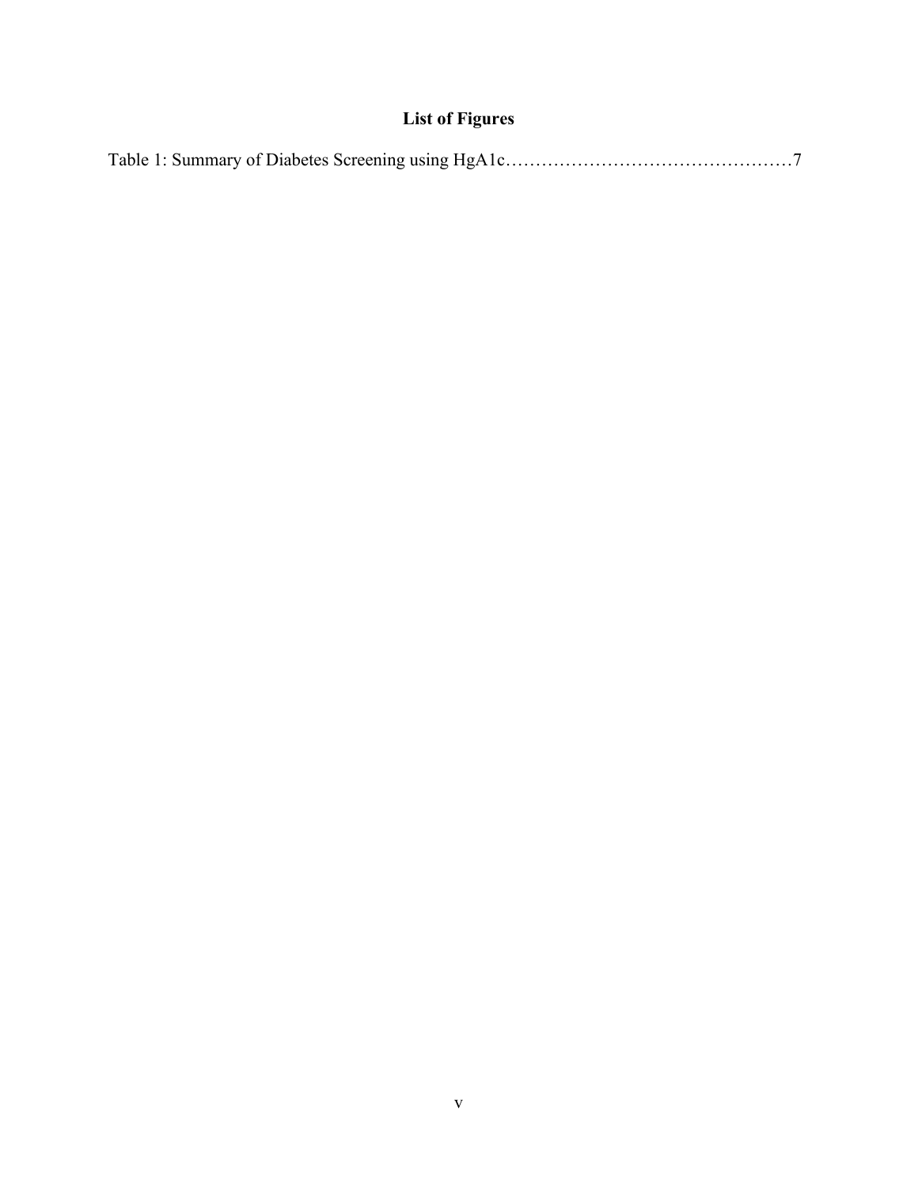## List of Figures

Table 1: Summary of Diabetes Screening using HgA1c…………………………………………7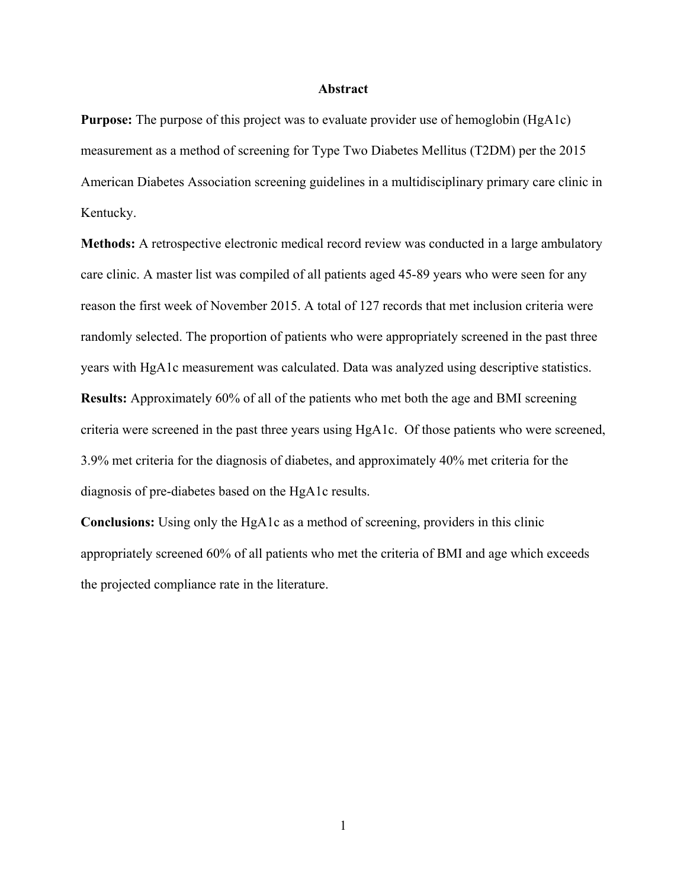# Abstract

**Purpose:** The purpose of this project was to evaluate provider use of hemoglobin (HgA1c) measurement as a method of screening for Type Two Diabetes Mellitus (T2DM) per the 2015 American Diabetes Association screening guidelines in a multidisciplinary primary care clinic in Kentucky.

**Methods:** A retrospective electronic medical record review was conducted in a large ambulatory care clinic. A master list was compiled of all patients aged 45-89 years who were seen for any reason the first week of November 2015. A total of 127 records that met inclusion criteria were randomly selected. The proportion of patients who were appropriately screened in the past three years with HgA1c measurement was calculated. Data was analyzed using descriptive statistics.

**Results:** Approximately 60% of all of the patients who met both the age and BMI screening criteria were screened in the past three years using HgA1c. Of those patients who were screened, 3.9% met criteria for the diagnosis of diabetes, and approximately 40% met criteria for the diagnosis of pre-diabetes based on the HgA1c results.

**Conclusions:** Using only the HgA1c as a method of screening, providers in this clinic appropriately screened 60% of all patients who met the criteria of BMI and age which exceeds the projected compliance rate in the literature.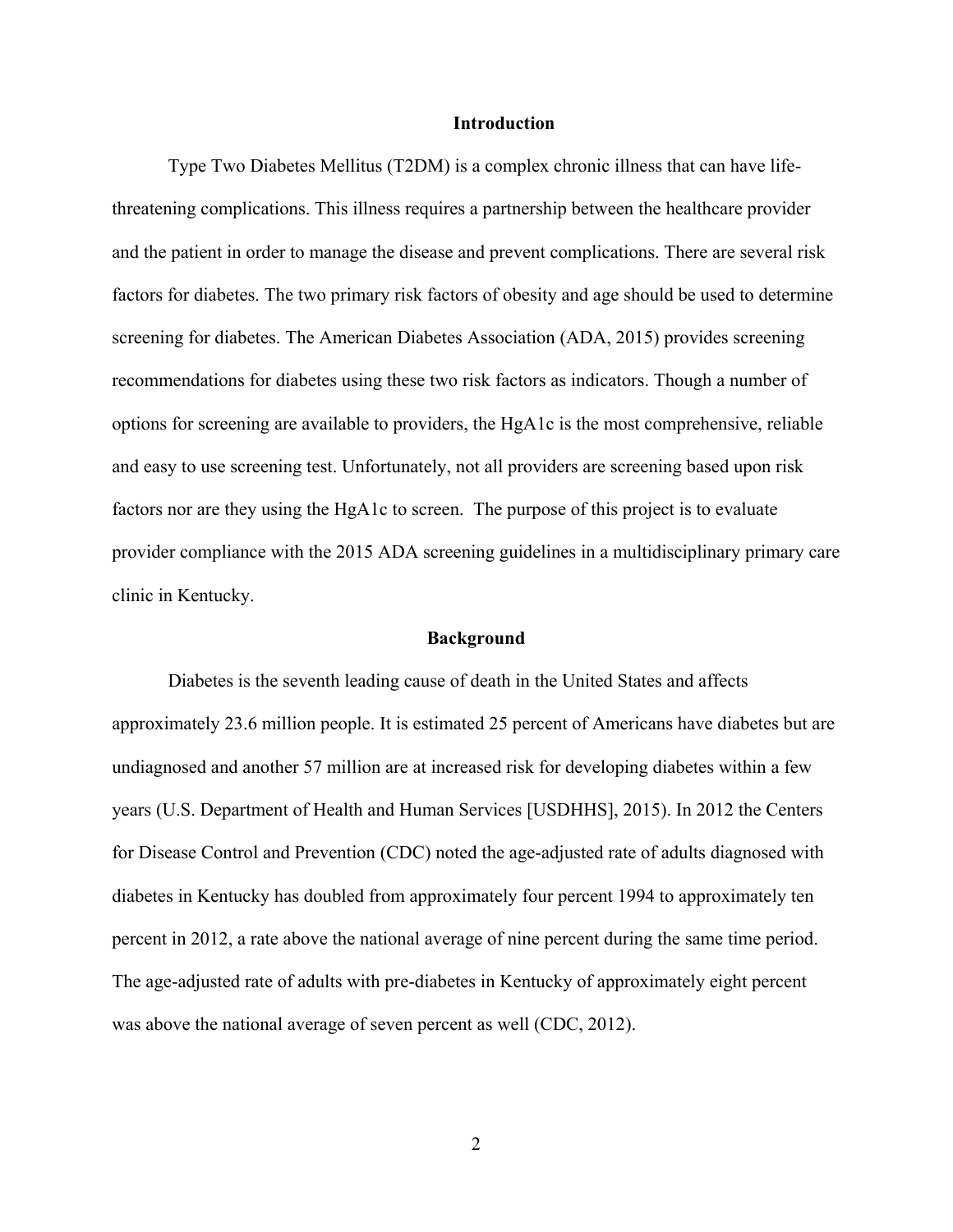## Introduction

Type Two Diabetes Mellitus (T2DM) is a complex chronic illness that can have life-threatening complications. This illness requires a partnership between the healthcare provider and the patient in order to manage the disease and prevent complications. There are several risk factors for diabetes. The two primary risk factors of obesity and age should be used to determine screening for diabetes. The American Diabetes Association (ADA, 2015) provides screening recommendations for diabetes using these two risk factors as indicators. Though a number of options for screening are available to providers, the HgA1c is the most comprehensive, reliable and easy to use screening test. Unfortunately, not all providers are screening based upon risk factors nor are they using the HgA1c to screen. The purpose of this project is to evaluate provider compliance with the 2015 ADA screening guidelines in a multidisciplinary primary care clinic in Kentucky.

## Background

Diabetes is the seventh leading cause of death in the United States and affects approximately 23.6 million people. It is estimated 25 percent of Americans have diabetes but are undiagnosed and another 57 million are at increased risk for developing diabetes within a few years (U.S. Department of Health and Human Services [USDHHS], 2015). In 2012 the Centers for Disease Control and Prevention (CDC) noted the age-adjusted rate of adults diagnosed with diabetes in Kentucky has doubled from approximately four percent 1994 to approximately ten percent in 2012, a rate above the national average of nine percent during the same time period. The age-adjusted rate of adults with pre-diabetes in Kentucky of approximately eight percent was above the national average of seven percent as well (CDC, 2012).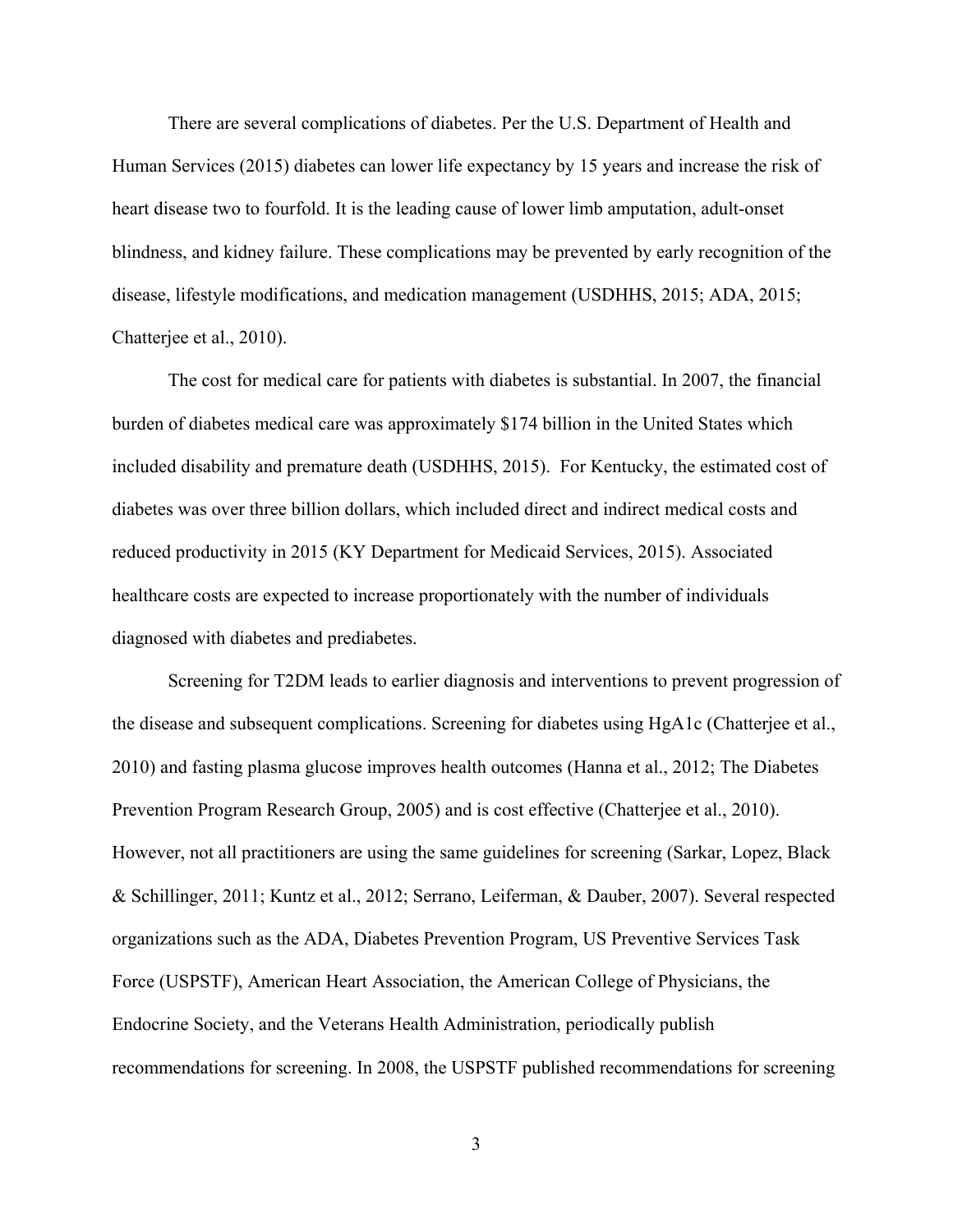There are several complications of diabetes. Per the U.S. Department of Health and Human Services (2015) diabetes can lower life expectancy by 15 years and increase the risk of heart disease two to fourfold. It is the leading cause of lower limb amputation, adult-onset blindness, and kidney failure. These complications may be prevented by early recognition of the disease, lifestyle modifications, and medication management (USDHHS, 2015; ADA, 2015; Chatterjee et al., 2010).

The cost for medical care for patients with diabetes is substantial. In 2007, the financial burden of diabetes medical care was approximately $174 billion in the United States which included disability and premature death (USDHHS, 2015). For Kentucky, the estimated cost of diabetes was over three billion dollars, which included direct and indirect medical costs and reduced productivity in 2015 (KY Department for Medicaid Services, 2015). Associated healthcare costs are expected to increase proportionately with the number of individuals diagnosed with diabetes and prediabetes.

Screening for T2DM leads to earlier diagnosis and interventions to prevent progression of the disease and subsequent complications. Screening for diabetes using HgA1c (Chatterjee et al., 2010) and fasting plasma glucose improves health outcomes (Hanna et al., 2012; The Diabetes Prevention Program Research Group, 2005) and is cost effective (Chatterjee et al., 2010). However, not all practitioners are using the same guidelines for screening (Sarkar, Lopez, Black & Schillinger, 2011; Kuntz et al., 2012; Serrano, Leiferman, & Dauber, 2007). Several respected organizations such as the ADA, Diabetes Prevention Program, US Preventive Services Task Force (USPSTF), American Heart Association, the American College of Physicians, the Endocrine Society, and the Veterans Health Administration, periodically publish recommendations for screening. In 2008, the USPSTF published recommendations for screening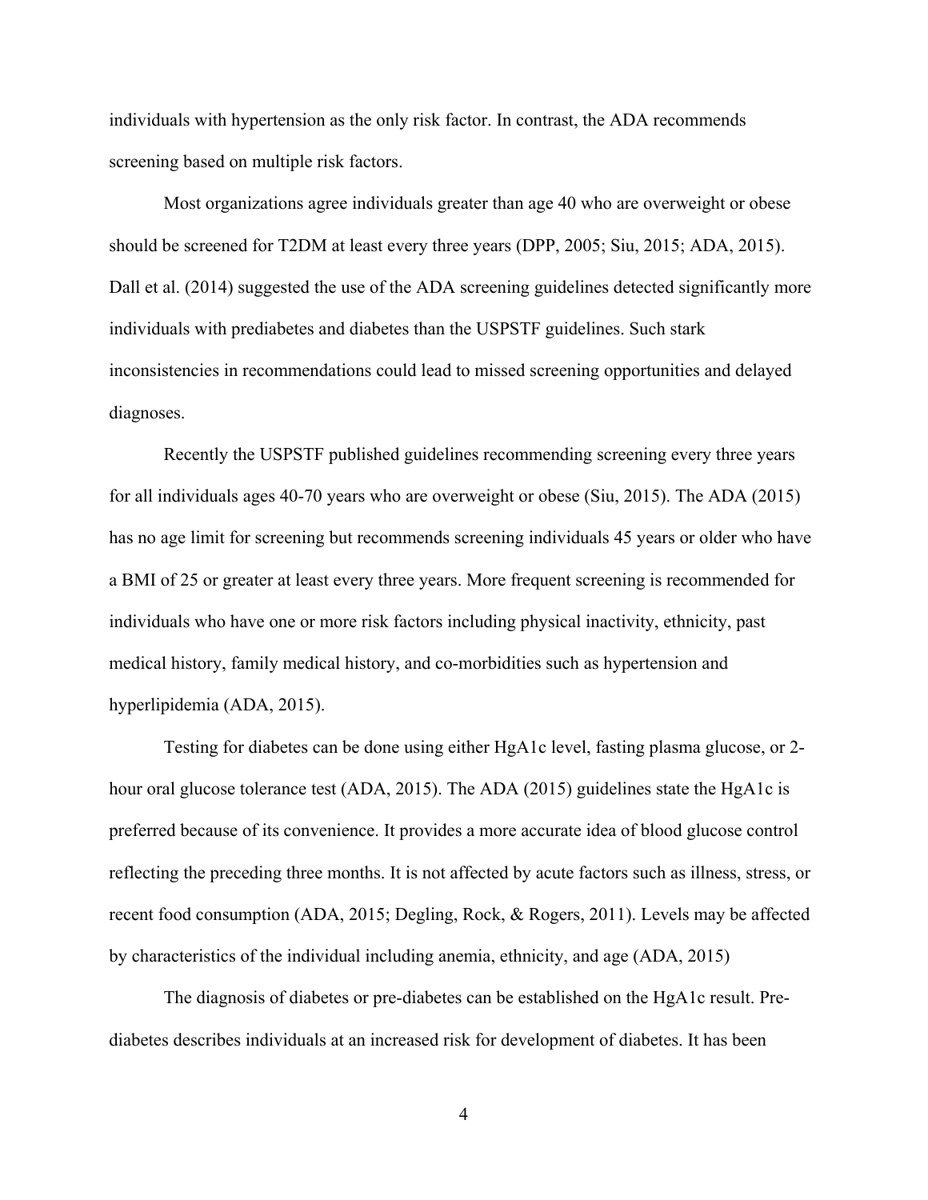individuals with hypertension as the only risk factor. In contrast, the ADA recommends screening based on multiple risk factors.

Most organizations agree individuals greater than age 40 who are overweight or obese should be screened for T2DM at least every three years (DPP, 2005; Siu, 2015; ADA, 2015). Dall et al. (2014) suggested the use of the ADA screening guidelines detected significantly more individuals with prediabetes and diabetes than the USPSTF guidelines. Such stark inconsistencies in recommendations could lead to missed screening opportunities and delayed diagnoses.

Recently the USPSTF published guidelines recommending screening every three years for all individuals ages 40-70 years who are overweight or obese (Siu, 2015). The ADA (2015) has no age limit for screening but recommends screening individuals 45 years or older who have a BMI of 25 or greater at least every three years. More frequent screening is recommended for individuals who have one or more risk factors including physical inactivity, ethnicity, past medical history, family medical history, and co-morbidities such as hypertension and hyperlipidemia (ADA, 2015).

Testing for diabetes can be done using either HgA1c level, fasting plasma glucose, or 2-hour oral glucose tolerance test (ADA, 2015). The ADA (2015) guidelines state the HgA1c is preferred because of its convenience. It provides a more accurate idea of blood glucose control reflecting the preceding three months. It is not affected by acute factors such as illness, stress, or recent food consumption (ADA, 2015; Degling, Rock, & Rogers, 2011). Levels may be affected by characteristics of the individual including anemia, ethnicity, and age (ADA, 2015)

The diagnosis of diabetes or pre-diabetes can be established on the HgA1c result. Pre-diabetes describes individuals at an increased risk for development of diabetes. It has been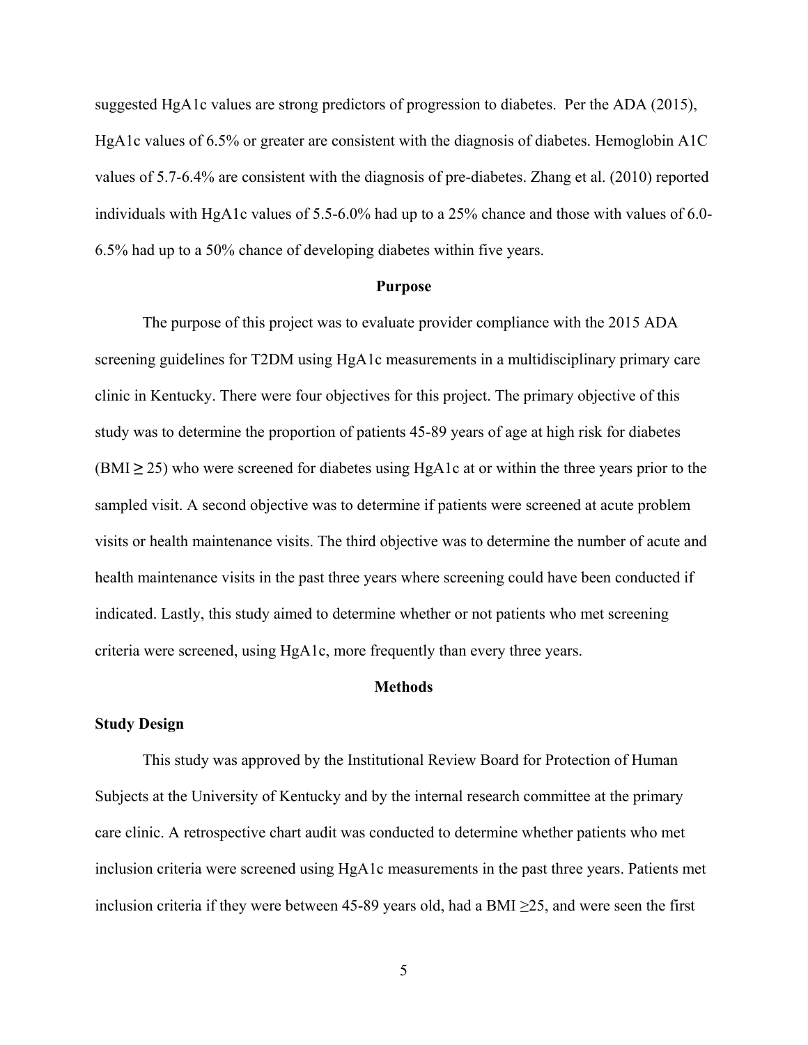suggested HgA1c values are strong predictors of progression to diabetes. Per the ADA (2015), HgA1c values of 6.5% or greater are consistent with the diagnosis of diabetes. Hemoglobin A1C values of 5.7-6.4% are consistent with the diagnosis of pre-diabetes. Zhang et al. (2010) reported individuals with HgA1c values of 5.5-6.0% had up to a 25% chance and those with values of 6.0-6.5% had up to a 50% chance of developing diabetes within five years.

## Purpose

The purpose of this project was to evaluate provider compliance with the 2015 ADA screening guidelines for T2DM using HgA1c measurements in a multidisciplinary primary care clinic in Kentucky. There were four objectives for this project. The primary objective of this study was to determine the proportion of patients 45-89 years of age at high risk for diabetes (BMI ≥ 25) who were screened for diabetes using HgA1c at or within the three years prior to the sampled visit. A second objective was to determine if patients were screened at acute problem visits or health maintenance visits. The third objective was to determine the number of acute and health maintenance visits in the past three years where screening could have been conducted if indicated. Lastly, this study aimed to determine whether or not patients who met screening criteria were screened, using HgA1c, more frequently than every three years.

## Methods

### Study Design

This study was approved by the Institutional Review Board for Protection of Human Subjects at the University of Kentucky and by the internal research committee at the primary care clinic. A retrospective chart audit was conducted to determine whether patients who met inclusion criteria were screened using HgA1c measurements in the past three years. Patients met inclusion criteria if they were between 45-89 years old, had a BMI ≥25, and were seen the first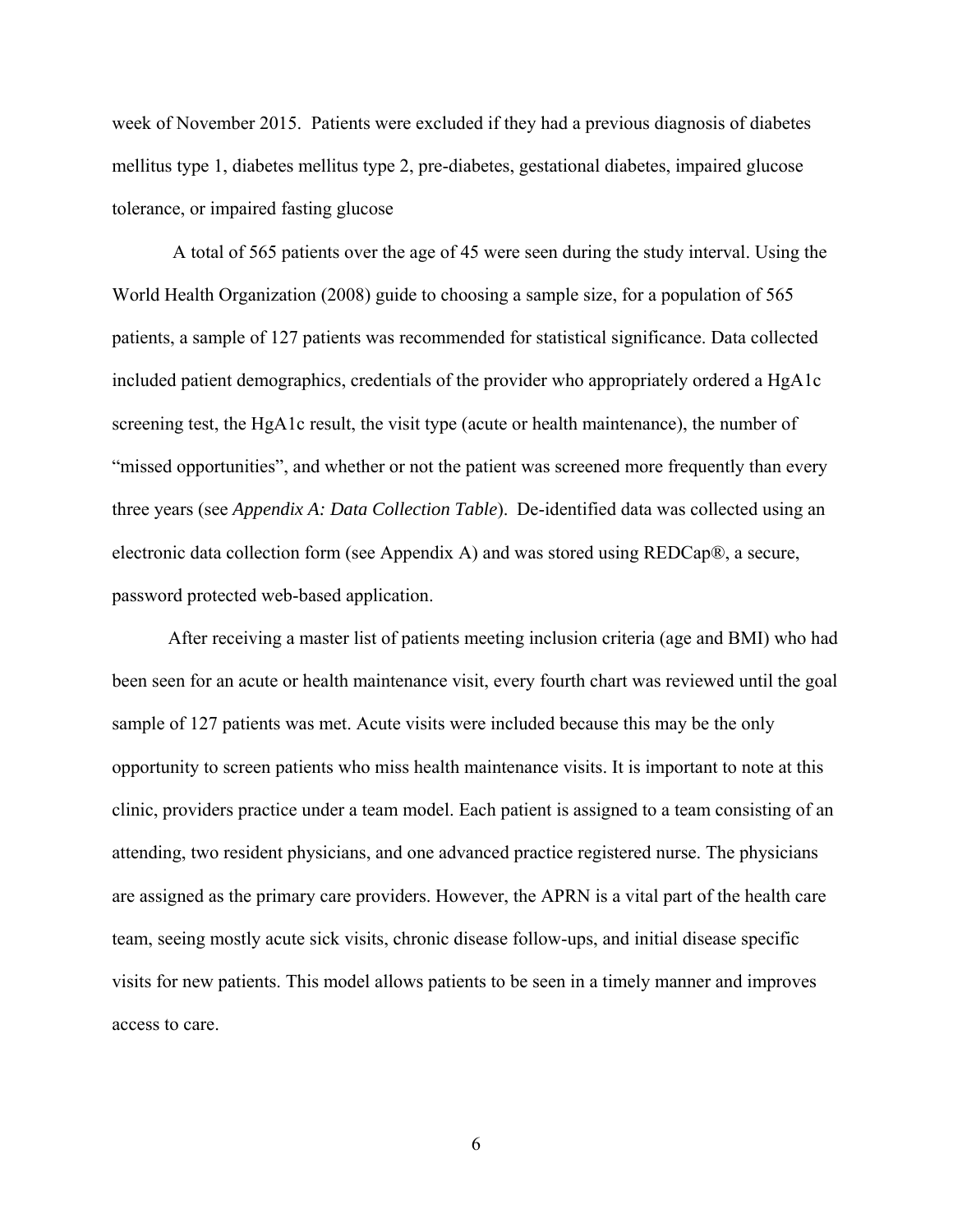week of November 2015. Patients were excluded if they had a previous diagnosis of diabetes mellitus type 1, diabetes mellitus type 2, pre-diabetes, gestational diabetes, impaired glucose tolerance, or impaired fasting glucose

A total of 565 patients over the age of 45 were seen during the study interval. Using the World Health Organization (2008) guide to choosing a sample size, for a population of 565 patients, a sample of 127 patients was recommended for statistical significance. Data collected included patient demographics, credentials of the provider who appropriately ordered a HgA1c screening test, the HgA1c result, the visit type (acute or health maintenance), the number of "missed opportunities", and whether or not the patient was screened more frequently than every three years (see *Appendix A: Data Collection Table*). De-identified data was collected using an electronic data collection form (see Appendix A) and was stored using REDCap®, a secure, password protected web-based application.

After receiving a master list of patients meeting inclusion criteria (age and BMI) who had been seen for an acute or health maintenance visit, every fourth chart was reviewed until the goal sample of 127 patients was met. Acute visits were included because this may be the only opportunity to screen patients who miss health maintenance visits. It is important to note at this clinic, providers practice under a team model. Each patient is assigned to a team consisting of an attending, two resident physicians, and one advanced practice registered nurse. The physicians are assigned as the primary care providers. However, the APRN is a vital part of the health care team, seeing mostly acute sick visits, chronic disease follow-ups, and initial disease specific visits for new patients. This model allows patients to be seen in a timely manner and improves access to care.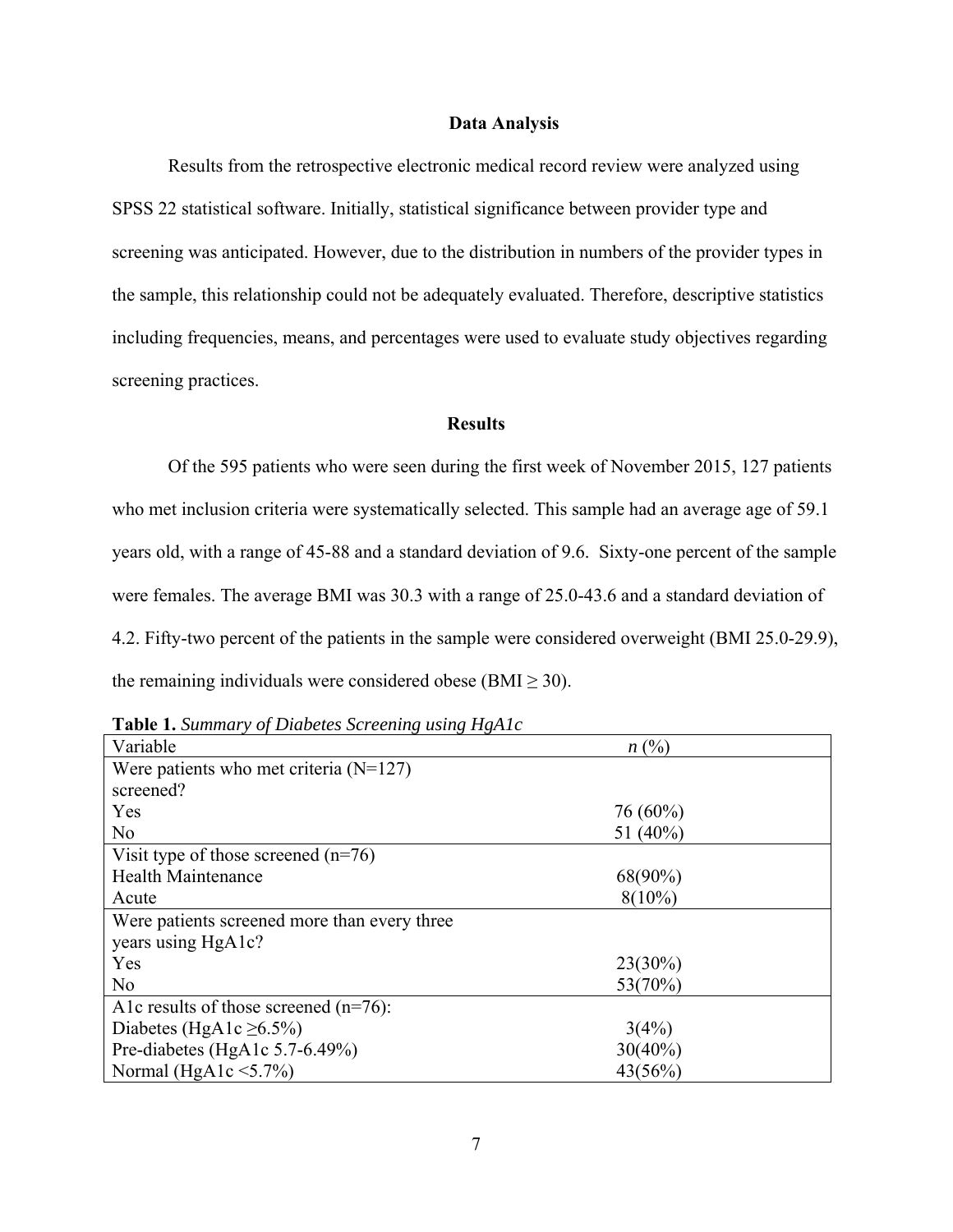## Data Analysis

Results from the retrospective electronic medical record review were analyzed using SPSS 22 statistical software. Initially, statistical significance between provider type and screening was anticipated. However, due to the distribution in numbers of the provider types in the sample, this relationship could not be adequately evaluated. Therefore, descriptive statistics including frequencies, means, and percentages were used to evaluate study objectives regarding screening practices.

## Results

Of the 595 patients who were seen during the first week of November 2015, 127 patients who met inclusion criteria were systematically selected. This sample had an average age of 59.1 years old, with a range of 45-88 and a standard deviation of 9.6. Sixty-one percent of the sample were females. The average BMI was 30.3 with a range of 25.0-43.6 and a standard deviation of 4.2. Fifty-two percent of the patients in the sample were considered overweight (BMI 25.0-29.9), the remaining individuals were considered obese (BMI ≥ 30).

**Table 1.** *Summary of Diabetes Screening using HgA1c*

| Variable | *n* (%) |
|---|---|
| Were patients who met criteria (N=127) screened? | |
| Yes | 76 (60%) |
| No | 51 (40%) |
| Visit type of those screened (n=76) | |
| Health Maintenance | 68(90%) |
| Acute | 8(10%) |
| Were patients screened more than every three years using HgA1c? | |
| Yes | 23(30%) |
| No | 53(70%) |
| A1c results of those screened (n=76): | |
| Diabetes (HgA1c ≥6.5%) | 3(4%) |
| Pre-diabetes (HgA1c 5.7-6.49%) | 30(40%) |
| Normal (HgA1c <5.7%) | 43(56%) |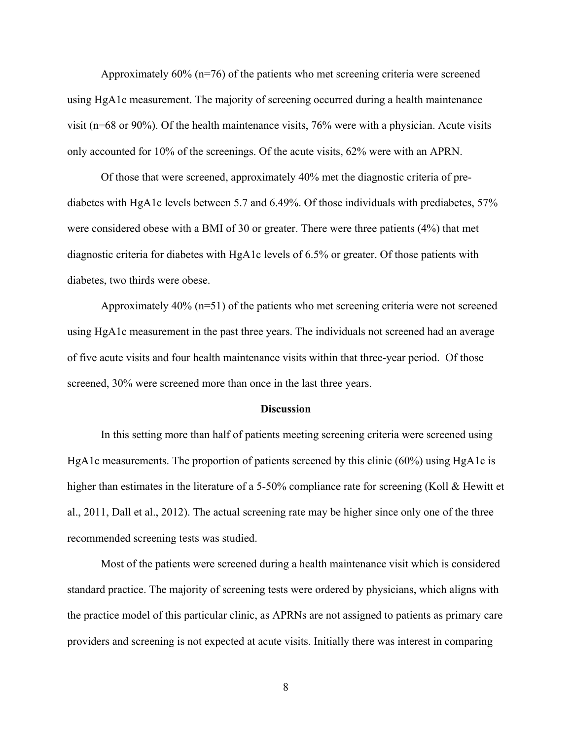Approximately 60% (n=76) of the patients who met screening criteria were screened using HgA1c measurement. The majority of screening occurred during a health maintenance visit (n=68 or 90%). Of the health maintenance visits, 76% were with a physician. Acute visits only accounted for 10% of the screenings. Of the acute visits, 62% were with an APRN.

Of those that were screened, approximately 40% met the diagnostic criteria of pre-diabetes with HgA1c levels between 5.7 and 6.49%. Of those individuals with prediabetes, 57% were considered obese with a BMI of 30 or greater. There were three patients (4%) that met diagnostic criteria for diabetes with HgA1c levels of 6.5% or greater. Of those patients with diabetes, two thirds were obese.

Approximately 40% (n=51) of the patients who met screening criteria were not screened using HgA1c measurement in the past three years. The individuals not screened had an average of five acute visits and four health maintenance visits within that three-year period. Of those screened, 30% were screened more than once in the last three years.

## Discussion

In this setting more than half of patients meeting screening criteria were screened using HgA1c measurements. The proportion of patients screened by this clinic (60%) using HgA1c is higher than estimates in the literature of a 5-50% compliance rate for screening (Koll & Hewitt et al., 2011, Dall et al., 2012). The actual screening rate may be higher since only one of the three recommended screening tests was studied.

Most of the patients were screened during a health maintenance visit which is considered standard practice. The majority of screening tests were ordered by physicians, which aligns with the practice model of this particular clinic, as APRNs are not assigned to patients as primary care providers and screening is not expected at acute visits. Initially there was interest in comparing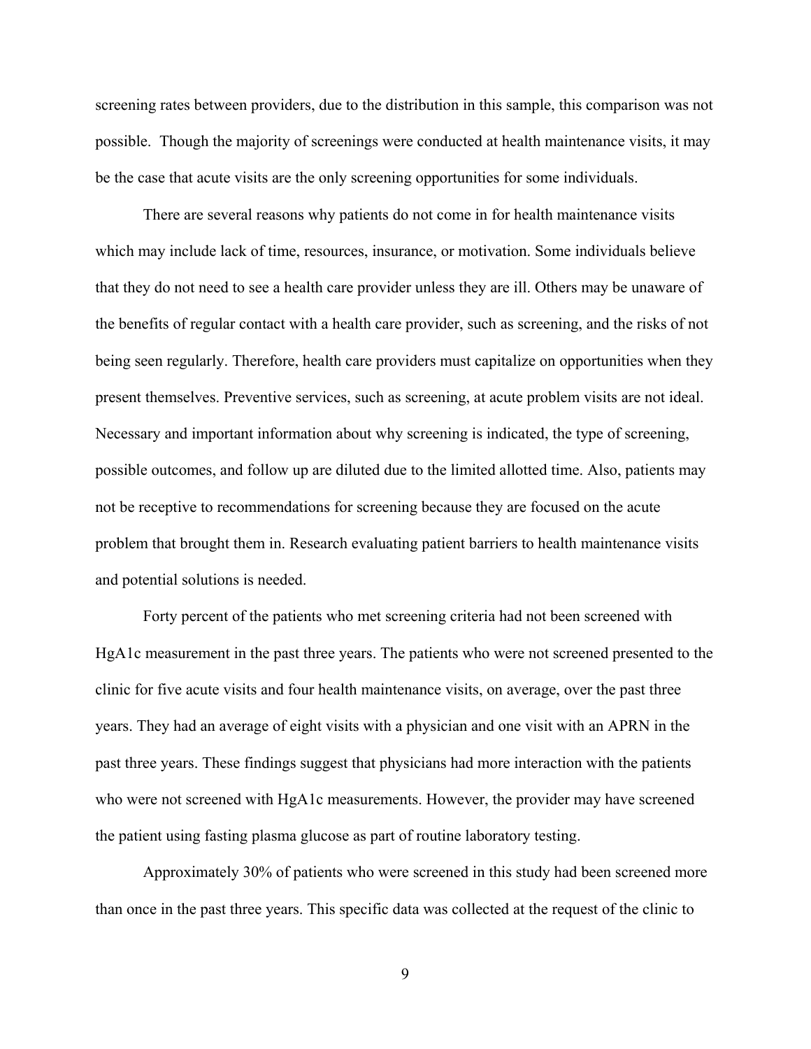screening rates between providers, due to the distribution in this sample, this comparison was not possible. Though the majority of screenings were conducted at health maintenance visits, it may be the case that acute visits are the only screening opportunities for some individuals.

There are several reasons why patients do not come in for health maintenance visits which may include lack of time, resources, insurance, or motivation. Some individuals believe that they do not need to see a health care provider unless they are ill. Others may be unaware of the benefits of regular contact with a health care provider, such as screening, and the risks of not being seen regularly. Therefore, health care providers must capitalize on opportunities when they present themselves. Preventive services, such as screening, at acute problem visits are not ideal. Necessary and important information about why screening is indicated, the type of screening, possible outcomes, and follow up are diluted due to the limited allotted time. Also, patients may not be receptive to recommendations for screening because they are focused on the acute problem that brought them in. Research evaluating patient barriers to health maintenance visits and potential solutions is needed.

Forty percent of the patients who met screening criteria had not been screened with HgA1c measurement in the past three years. The patients who were not screened presented to the clinic for five acute visits and four health maintenance visits, on average, over the past three years. They had an average of eight visits with a physician and one visit with an APRN in the past three years. These findings suggest that physicians had more interaction with the patients who were not screened with HgA1c measurements. However, the provider may have screened the patient using fasting plasma glucose as part of routine laboratory testing.

Approximately 30% of patients who were screened in this study had been screened more than once in the past three years. This specific data was collected at the request of the clinic to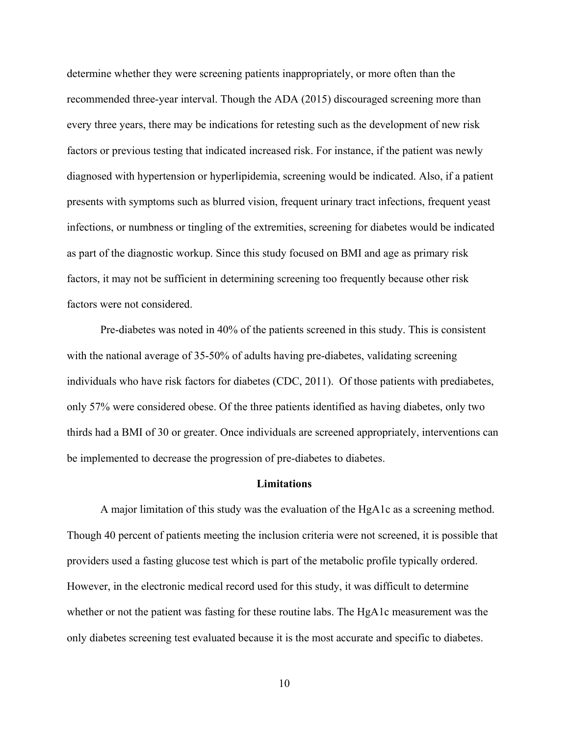determine whether they were screening patients inappropriately, or more often than the recommended three-year interval. Though the ADA (2015) discouraged screening more than every three years, there may be indications for retesting such as the development of new risk factors or previous testing that indicated increased risk. For instance, if the patient was newly diagnosed with hypertension or hyperlipidemia, screening would be indicated. Also, if a patient presents with symptoms such as blurred vision, frequent urinary tract infections, frequent yeast infections, or numbness or tingling of the extremities, screening for diabetes would be indicated as part of the diagnostic workup. Since this study focused on BMI and age as primary risk factors, it may not be sufficient in determining screening too frequently because other risk factors were not considered.

Pre-diabetes was noted in 40% of the patients screened in this study. This is consistent with the national average of 35-50% of adults having pre-diabetes, validating screening individuals who have risk factors for diabetes (CDC, 2011). Of those patients with prediabetes, only 57% were considered obese. Of the three patients identified as having diabetes, only two thirds had a BMI of 30 or greater. Once individuals are screened appropriately, interventions can be implemented to decrease the progression of pre-diabetes to diabetes.

## Limitations

A major limitation of this study was the evaluation of the HgA1c as a screening method. Though 40 percent of patients meeting the inclusion criteria were not screened, it is possible that providers used a fasting glucose test which is part of the metabolic profile typically ordered. However, in the electronic medical record used for this study, it was difficult to determine whether or not the patient was fasting for these routine labs. The HgA1c measurement was the only diabetes screening test evaluated because it is the most accurate and specific to diabetes.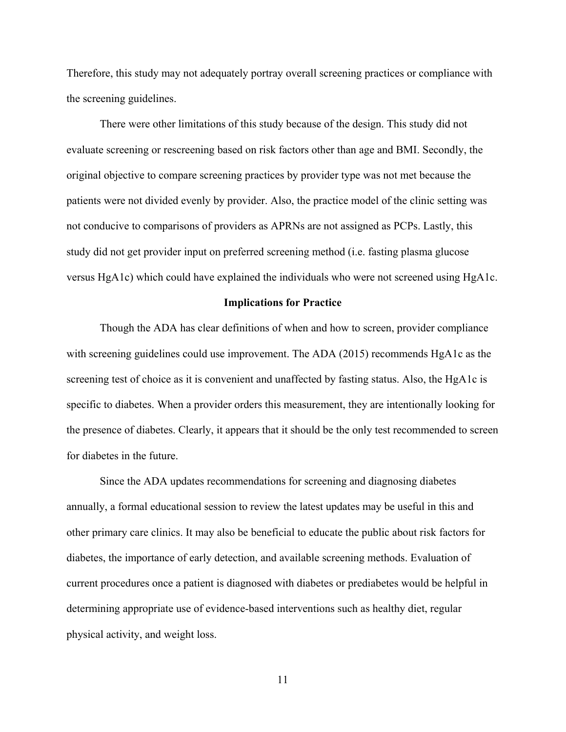Therefore, this study may not adequately portray overall screening practices or compliance with the screening guidelines.

There were other limitations of this study because of the design. This study did not evaluate screening or rescreening based on risk factors other than age and BMI. Secondly, the original objective to compare screening practices by provider type was not met because the patients were not divided evenly by provider. Also, the practice model of the clinic setting was not conducive to comparisons of providers as APRNs are not assigned as PCPs. Lastly, this study did not get provider input on preferred screening method (i.e. fasting plasma glucose versus HgA1c) which could have explained the individuals who were not screened using HgA1c.

## Implications for Practice

Though the ADA has clear definitions of when and how to screen, provider compliance with screening guidelines could use improvement. The ADA (2015) recommends HgA1c as the screening test of choice as it is convenient and unaffected by fasting status. Also, the HgA1c is specific to diabetes. When a provider orders this measurement, they are intentionally looking for the presence of diabetes. Clearly, it appears that it should be the only test recommended to screen for diabetes in the future.

Since the ADA updates recommendations for screening and diagnosing diabetes annually, a formal educational session to review the latest updates may be useful in this and other primary care clinics. It may also be beneficial to educate the public about risk factors for diabetes, the importance of early detection, and available screening methods. Evaluation of current procedures once a patient is diagnosed with diabetes or prediabetes would be helpful in determining appropriate use of evidence-based interventions such as healthy diet, regular physical activity, and weight loss.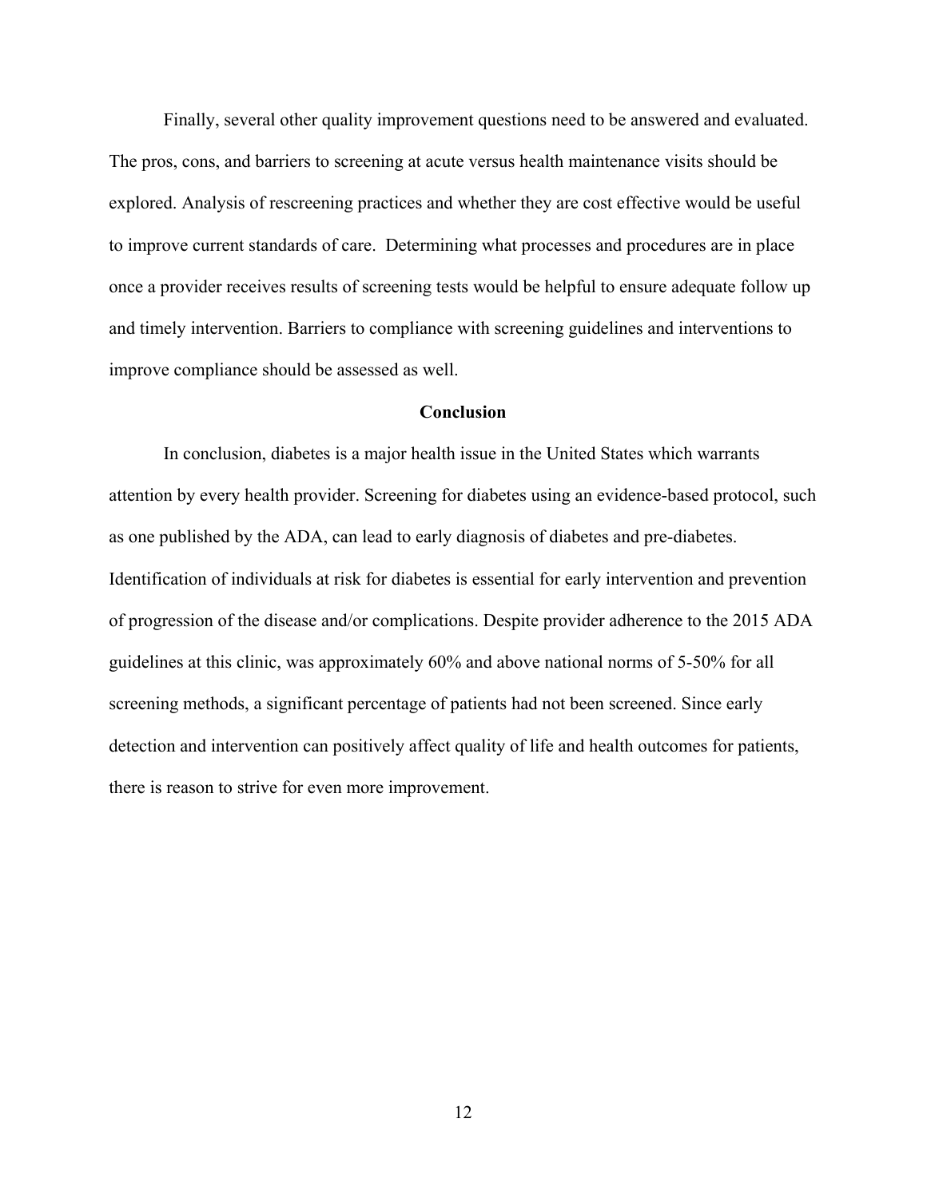Finally, several other quality improvement questions need to be answered and evaluated. The pros, cons, and barriers to screening at acute versus health maintenance visits should be explored. Analysis of rescreening practices and whether they are cost effective would be useful to improve current standards of care. Determining what processes and procedures are in place once a provider receives results of screening tests would be helpful to ensure adequate follow up and timely intervention. Barriers to compliance with screening guidelines and interventions to improve compliance should be assessed as well.

## Conclusion

In conclusion, diabetes is a major health issue in the United States which warrants attention by every health provider. Screening for diabetes using an evidence-based protocol, such as one published by the ADA, can lead to early diagnosis of diabetes and pre-diabetes. Identification of individuals at risk for diabetes is essential for early intervention and prevention of progression of the disease and/or complications. Despite provider adherence to the 2015 ADA guidelines at this clinic, was approximately 60% and above national norms of 5-50% for all screening methods, a significant percentage of patients had not been screened. Since early detection and intervention can positively affect quality of life and health outcomes for patients, there is reason to strive for even more improvement.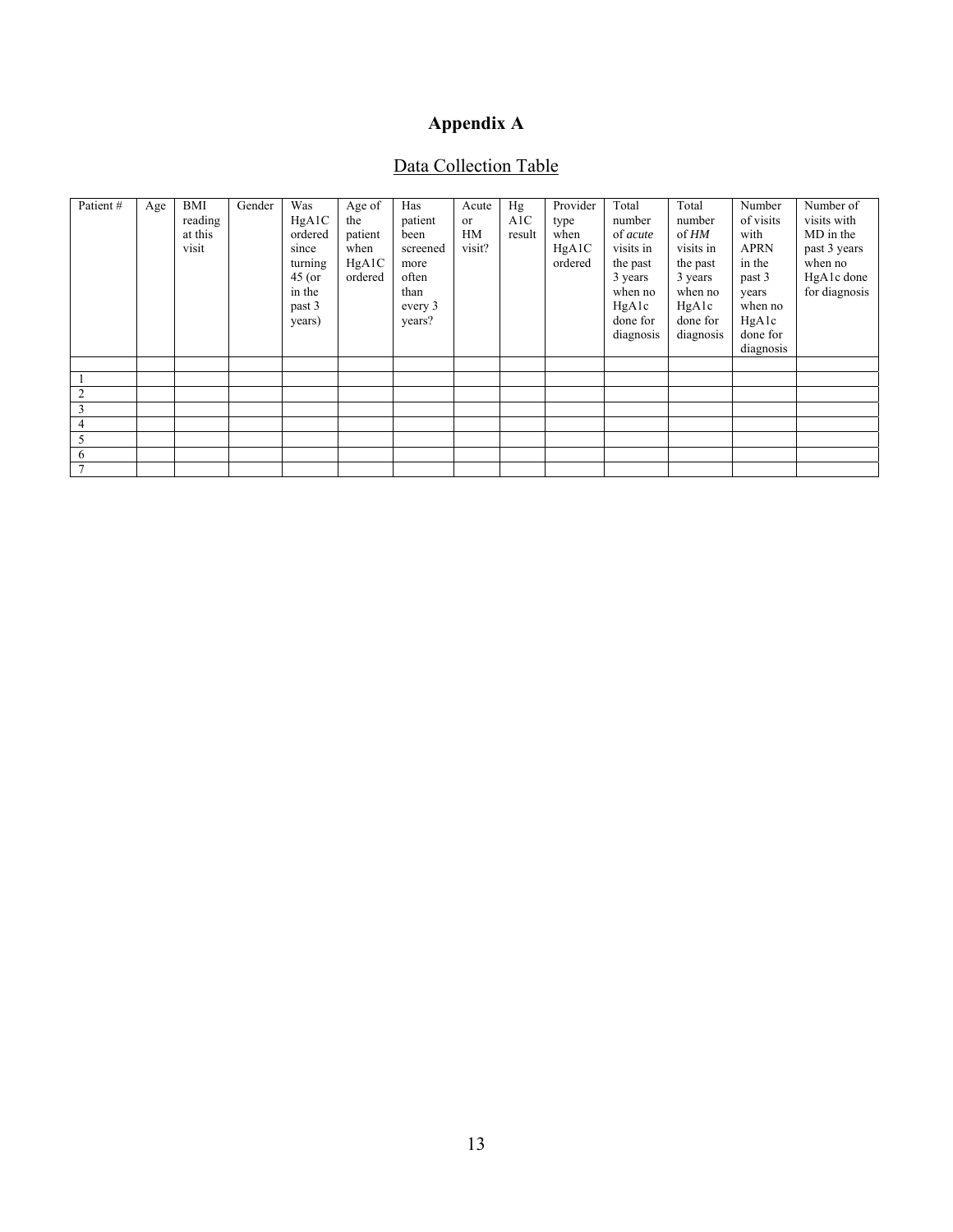# Appendix A

## Data Collection Table

| Patient # | Age | BMI reading at this visit | Gender | Was HgA1C ordered since turning 45 (or in the past 3 years) | Age of the patient when HgA1C ordered | Has patient been screened more often than every 3 years? | Acute or HM visit? | Hg A1C result | Provider type when HgA1C ordered | Total number of *acute* visits in the past 3 years when no HgA1c done for diagnosis | Total number of *HM* visits in the past 3 years when no HgA1c done for diagnosis | Number of visits with APRN in the past 3 years when no HgA1c done for diagnosis | Number of visits with MD in the past 3 years when no HgA1c done for diagnosis |
|---|---|---|---|---|---|---|---|---|---|---|---|---|---|
| | | | | | | | | | | | | | |
| 1 | | | | | | | | | | | | | |
| 2 | | | | | | | | | | | | | |
| 3 | | | | | | | | | | | | | |
| 4 | | | | | | | | | | | | | |
| 5 | | | | | | | | | | | | | |
| 6 | | | | | | | | | | | | | |
| 7 | | | | | | | | | | | | | |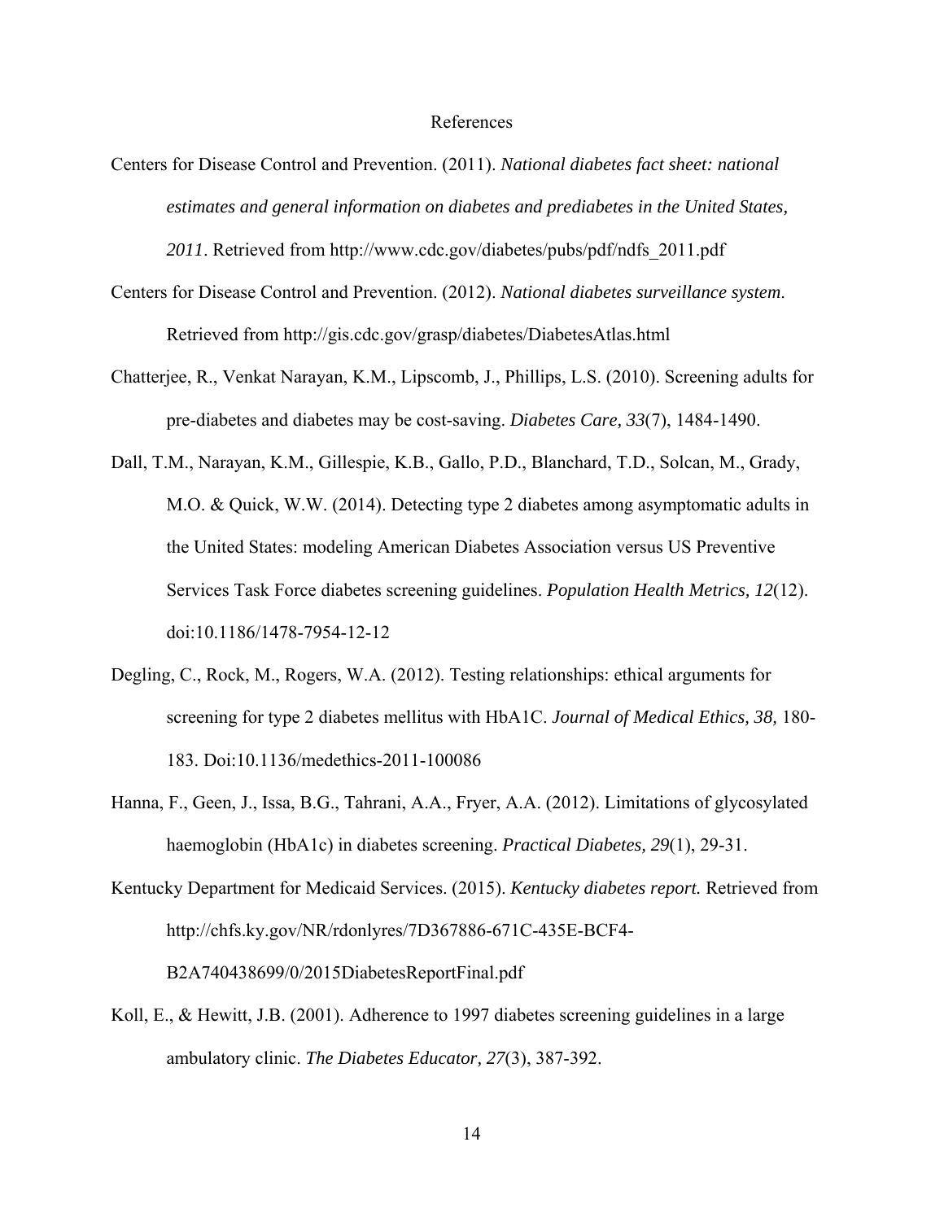# References

Centers for Disease Control and Prevention. (2011). *National diabetes fact sheet: national estimates and general information on diabetes and prediabetes in the United States, 2011*. Retrieved from http://www.cdc.gov/diabetes/pubs/pdf/ndfs_2011.pdf

Centers for Disease Control and Prevention. (2012). *National diabetes surveillance system*. Retrieved from http://gis.cdc.gov/grasp/diabetes/DiabetesAtlas.html

Chatterjee, R., Venkat Narayan, K.M., Lipscomb, J., Phillips, L.S. (2010). Screening adults for pre-diabetes and diabetes may be cost-saving. *Diabetes Care, 33*(7), 1484-1490.

Dall, T.M., Narayan, K.M., Gillespie, K.B., Gallo, P.D., Blanchard, T.D., Solcan, M., Grady, M.O. & Quick, W.W. (2014). Detecting type 2 diabetes among asymptomatic adults in the United States: modeling American Diabetes Association versus US Preventive Services Task Force diabetes screening guidelines. *Population Health Metrics, 12*(12). doi:10.1186/1478-7954-12-12

Degling, C., Rock, M., Rogers, W.A. (2012). Testing relationships: ethical arguments for screening for type 2 diabetes mellitus with HbA1C. *Journal of Medical Ethics, 38,* 180-183. Doi:10.1136/medethics-2011-100086

Hanna, F., Geen, J., Issa, B.G., Tahrani, A.A., Fryer, A.A. (2012). Limitations of glycosylated haemoglobin (HbA1c) in diabetes screening. *Practical Diabetes, 29*(1), 29-31.

Kentucky Department for Medicaid Services. (2015). ***Kentucky diabetes report.*** Retrieved from http://chfs.ky.gov/NR/rdonlyres/7D367886-671C-435E-BCF4-B2A740438699/0/2015DiabetesReportFinal.pdf

Koll, E., & Hewitt, J.B. (2001). Adherence to 1997 diabetes screening guidelines in a large ambulatory clinic. *The Diabetes Educator, 27*(3), 387-392.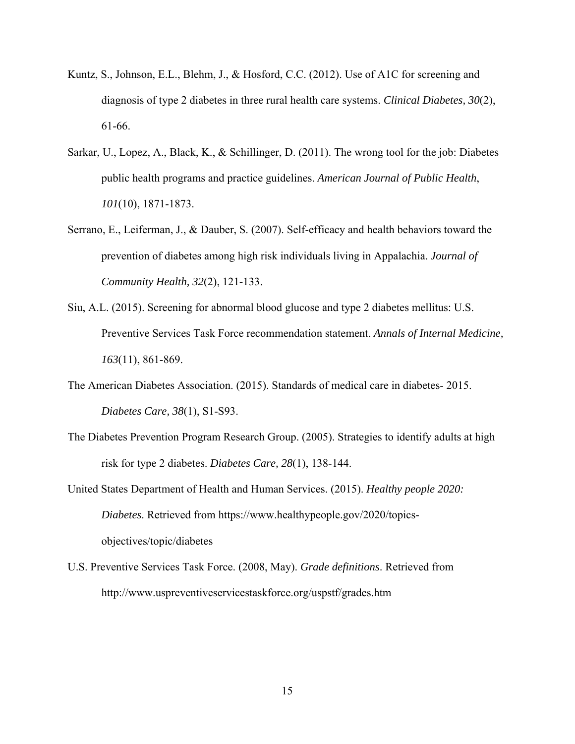Kuntz, S., Johnson, E.L., Blehm, J., & Hosford, C.C. (2012). Use of A1C for screening and diagnosis of type 2 diabetes in three rural health care systems. *Clinical Diabetes, 30*(2), 61-66.

Sarkar, U., Lopez, A., Black, K., & Schillinger, D. (2011). The wrong tool for the job: Diabetes public health programs and practice guidelines. *American Journal of Public Health*, *101*(10), 1871-1873.

Serrano, E., Leiferman, J., & Dauber, S. (2007). Self-efficacy and health behaviors toward the prevention of diabetes among high risk individuals living in Appalachia. *Journal of Community Health, 32*(2), 121-133.

Siu, A.L. (2015). Screening for abnormal blood glucose and type 2 diabetes mellitus: U.S. Preventive Services Task Force recommendation statement. *Annals of Internal Medicine, 163*(11), 861-869.

The American Diabetes Association. (2015). Standards of medical care in diabetes- 2015. *Diabetes Care, 38*(1), S1-S93.

The Diabetes Prevention Program Research Group. (2005). Strategies to identify adults at high risk for type 2 diabetes. *Diabetes Care, 28*(1), 138-144.

United States Department of Health and Human Services. (2015). *Healthy people 2020: Diabetes*. Retrieved from https://www.healthypeople.gov/2020/topics-objectives/topic/diabetes

U.S. Preventive Services Task Force. (2008, May). *Grade definitions*. Retrieved from http://www.uspreventiveservicestaskforce.org/uspstf/grades.htm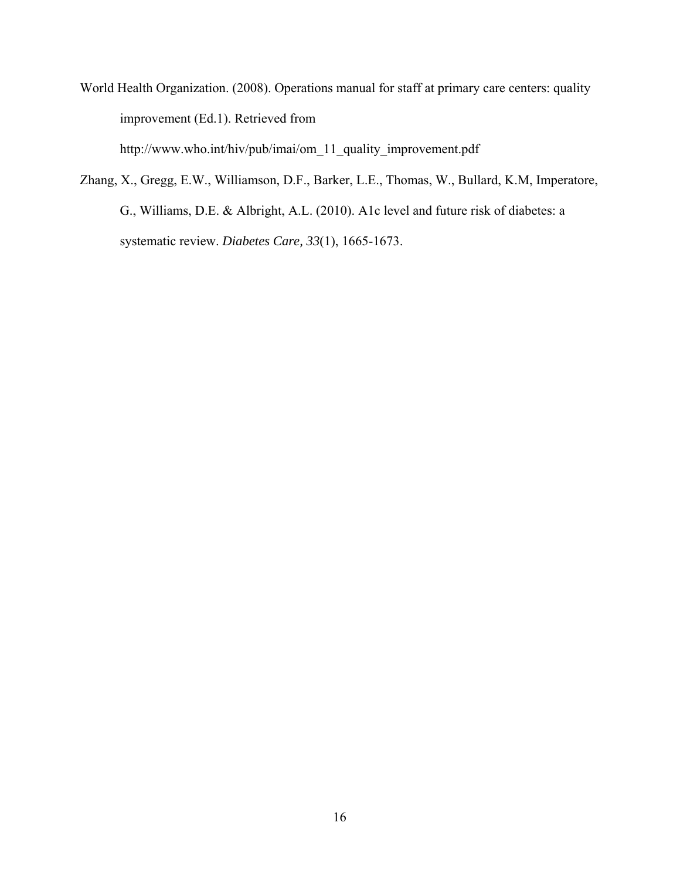World Health Organization. (2008). Operations manual for staff at primary care centers: quality improvement (Ed.1). Retrieved from http://www.who.int/hiv/pub/imai/om_11_quality_improvement.pdf

Zhang, X., Gregg, E.W., Williamson, D.F., Barker, L.E., Thomas, W., Bullard, K.M, Imperatore, G., Williams, D.E. & Albright, A.L. (2010). A1c level and future risk of diabetes: a systematic review. *Diabetes Care, 33*(1), 1665-1673.